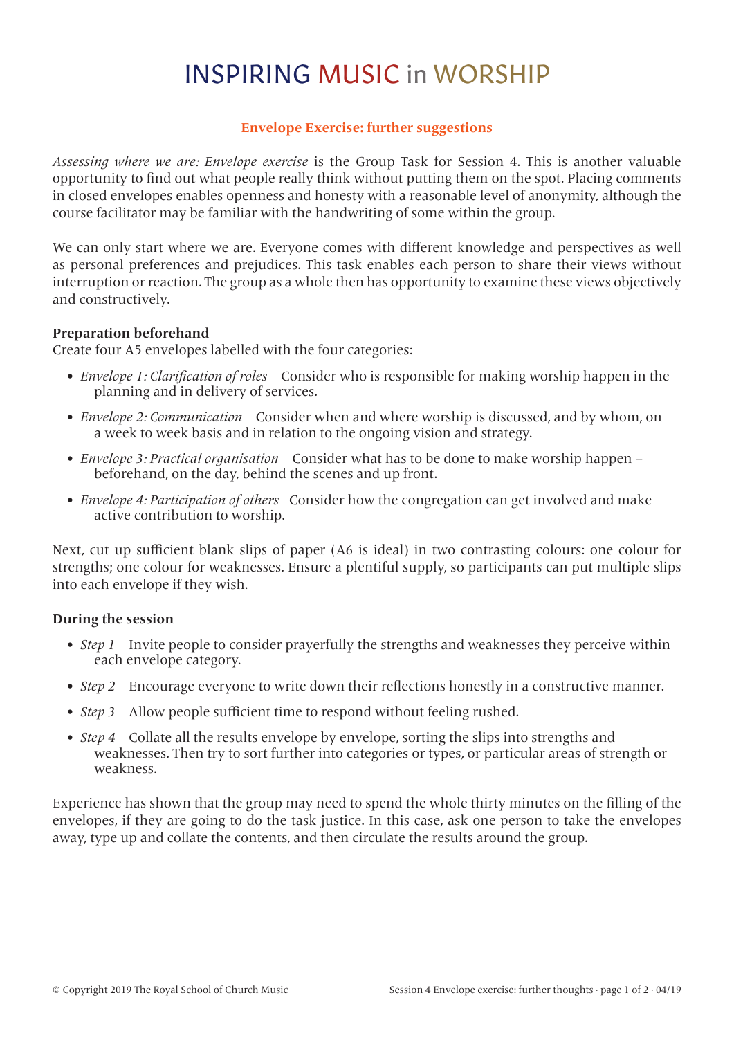# INSPIRING MUSIC in WORSHIP

## Envelope Exercise: further suggestions

*Assessing where we are: Envelope exercise* is the Group Task for Session 4. This is another valuable opportunity to find out what people really think without putting them on the spot. Placing comments in closed envelopes enables openness and honesty with a reasonable level of anonymity, although the course facilitator may be familiar with the handwriting of some within the group.

We can only start where we are. Everyone comes with different knowledge and perspectives as well as personal preferences and prejudices. This task enables each person to share their views without interruption or reaction. The group as a whole then has opportunity to examine these views objectively and constructively.

**Preparation beforehand**

Create four A5 envelopes labelled with the four categories:

- *Envelope 1: Clarification of roles* Consider who is responsible for making worship happen in the planning and in delivery of services.
- *Envelope 2: Communication* Consider when and where worship is discussed, and by whom, on a week to week basis and in relation to the ongoing vision and strategy.
- *Envelope 3: Practical organisation* Consider what has to be done to make worship happen – beforehand, on the day, behind the scenes and up front.
- *Envelope 4: Participation of others* Consider how the congregation can get involved and make active contribution to worship.

Next, cut up sufficient blank slips of paper (A6 is ideal) in two contrasting colours: one colour for strengths; one colour for weaknesses. Ensure a plentiful supply, so participants can put multiple slips into each envelope if they wish.

**During the session**

- *Step 1* Invite people to consider prayerfully the strengths and weaknesses they perceive within each envelope category.
- *Step 2* Encourage everyone to write down their reflections honestly in a constructive manner.
- *Step 3* Allow people sufficient time to respond without feeling rushed.
- *Step 4* Collate all the results envelope by envelope, sorting the slips into strengths and weaknesses. Then try to sort further into categories or types, or particular areas of strength or weakness.

Experience has shown that the group may need to spend the whole thirty minutes on the filling of the envelopes, if they are going to do the task justice. In this case, ask one person to take the envelopes away, type up and collate the contents, and then circulate the results around the group.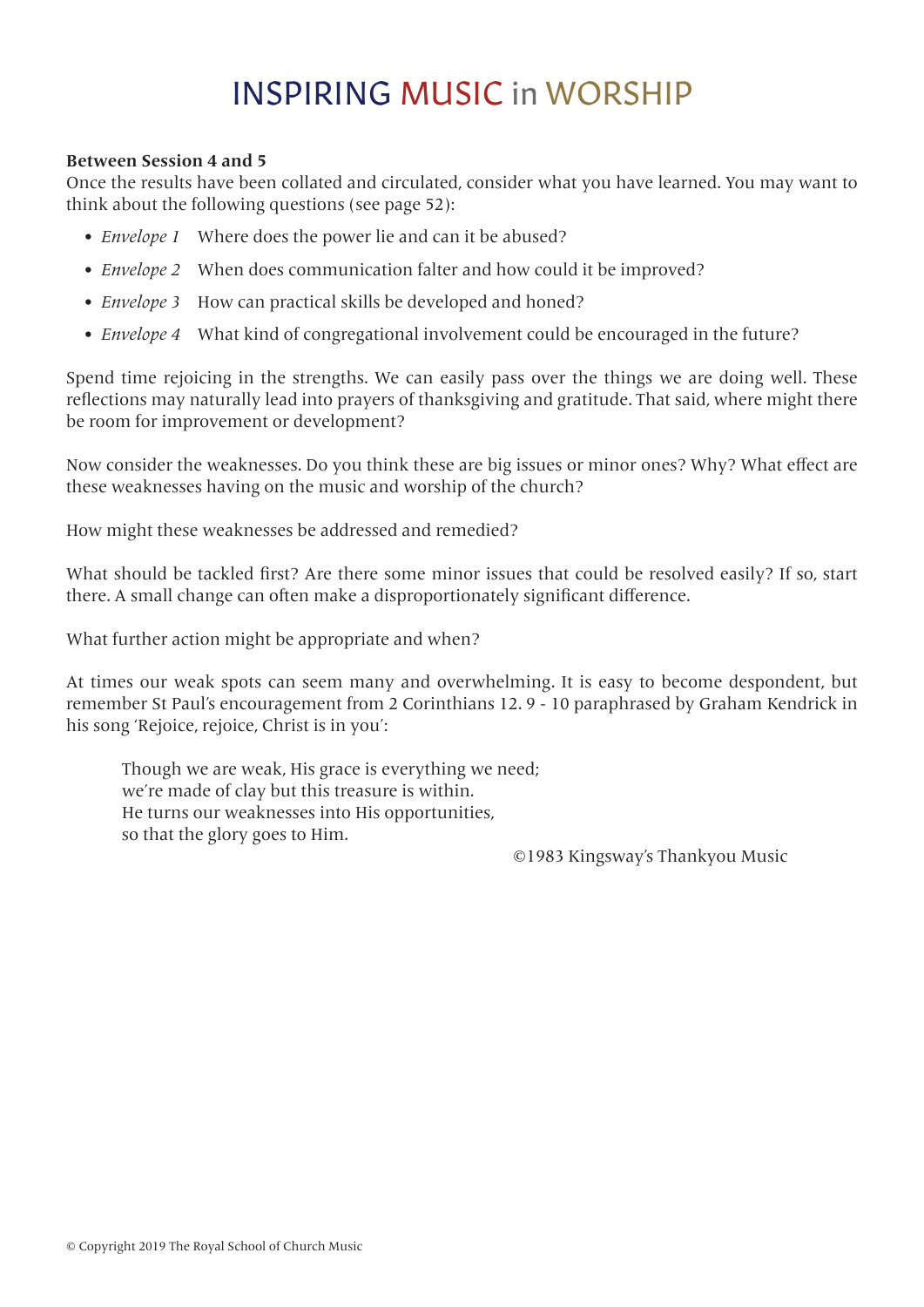**Between Session 4 and 5**

Once the results have been collated and circulated, consider what you have learned. You may want to think about the following questions (see page 52):

- *Envelope 1* Where does the power lie and can it be abused?
- *Envelope 2* When does communication falter and how could it be improved?
- *Envelope 3* How can practical skills be developed and honed?
- *Envelope 4* What kind of congregational involvement could be encouraged in the future?

Spend time rejoicing in the strengths. We can easily pass over the things we are doing well. These reflections may naturally lead into prayers of thanksgiving and gratitude. That said, where might there be room for improvement or development?

Now consider the weaknesses. Do you think these are big issues or minor ones? Why? What effect are these weaknesses having on the music and worship of the church?

How might these weaknesses be addressed and remedied?

What should be tackled first? Are there some minor issues that could be resolved easily? If so, start there. A small change can often make a disproportionately significant difference.

What further action might be appropriate and when?

At times our weak spots can seem many and overwhelming. It is easy to become despondent, but remember St Paul's encouragement from 2 Corinthians 12. 9 - 10 paraphrased by Graham Kendrick in his song 'Rejoice, rejoice, Christ is in you':

> Though we are weak, His grace is everything we need;
> we're made of clay but this treasure is within.
> He turns our weaknesses into His opportunities,
> so that the glory goes to Him.

©1983 Kingsway's Thankyou Music